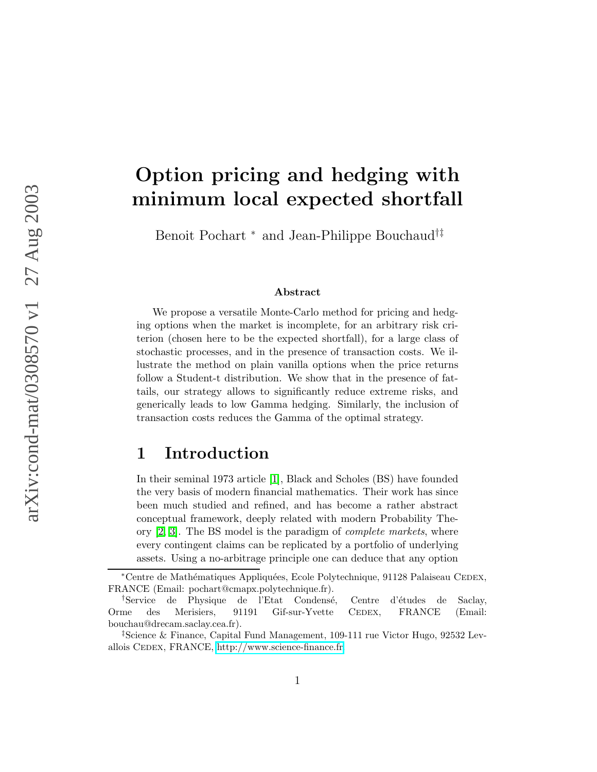# Option pricing and hedging with minimum local expected shortfall

Benoit Pochart [*] and Jean-Philippe Bouchaud[†‡]

### Abstract

We propose a versatile Monte-Carlo method for pricing and hedging options when the market is incomplete, for an arbitrary risk criterion (chosen here to be the expected shortfall), for a large class of stochastic processes, and in the presence of transaction costs. We illustrate the method on plain vanilla options when the price returns follow a Student-t distribution. We show that in the presence of fat-tails, our strategy allows to significantly reduce extreme risks, and generically leads to low Gamma hedging. Similarly, the inclusion of transaction costs reduces the Gamma of the optimal strategy.

## 1 Introduction

In their seminal 1973 article [1], Black and Scholes (BS) have founded the very basis of modern financial mathematics. Their work has since been much studied and refined, and has become a rather abstract conceptual framework, deeply related with modern Probability Theory [2, 3]. The BS model is the paradigm of *complete markets*, where every contingent claims can be replicated by a portfolio of underlying assets. Using a no-arbitrage principle one can deduce that any option

---

[*] Centre de Mathématiques Appliquées, Ecole Polytechnique, 91128 Palaiseau CEDEX, FRANCE (Email: pochart@cmapx.polytechnique.fr).

[†] Service de Physique de l'Etat Condensé, Centre d'études de Saclay, Orme des Merisiers, 91191 Gif-sur-Yvette CEDEX, FRANCE (Email: bouchau@drecam.saclay.cea.fr).

[‡] Science & Finance, Capital Fund Management, 109-111 rue Victor Hugo, 92532 Levallois CEDEX, FRANCE, http://www.science-finance.fr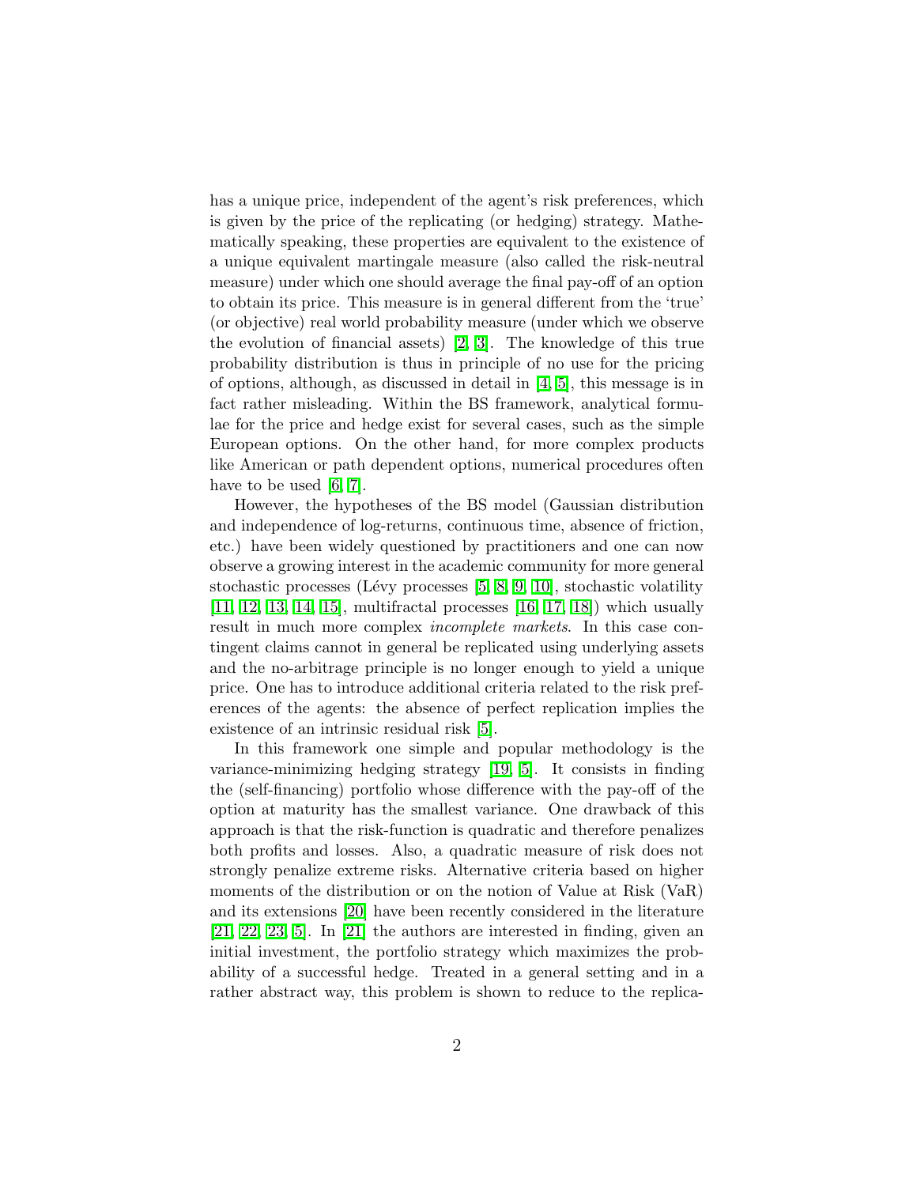has a unique price, independent of the agent's risk preferences, which is given by the price of the replicating (or hedging) strategy. Mathematically speaking, these properties are equivalent to the existence of a unique equivalent martingale measure (also called the risk-neutral measure) under which one should average the final pay-off of an option to obtain its price. This measure is in general different from the 'true' (or objective) real world probability measure (under which we observe the evolution of financial assets) [2, 3]. The knowledge of this true probability distribution is thus in principle of no use for the pricing of options, although, as discussed in detail in [4, 5], this message is in fact rather misleading. Within the BS framework, analytical formulae for the price and hedge exist for several cases, such as the simple European options. On the other hand, for more complex products like American or path dependent options, numerical procedures often have to be used [6, 7].

However, the hypotheses of the BS model (Gaussian distribution and independence of log-returns, continuous time, absence of friction, etc.) have been widely questioned by practitioners and one can now observe a growing interest in the academic community for more general stochastic processes (Lévy processes [5, 8, 9, 10], stochastic volatility [11, 12, 13, 14, 15], multifractal processes [16, 17, 18]) which usually result in much more complex *incomplete markets*. In this case contingent claims cannot in general be replicated using underlying assets and the no-arbitrage principle is no longer enough to yield a unique price. One has to introduce additional criteria related to the risk preferences of the agents: the absence of perfect replication implies the existence of an intrinsic residual risk [5].

In this framework one simple and popular methodology is the variance-minimizing hedging strategy [19, 5]. It consists in finding the (self-financing) portfolio whose difference with the pay-off of the option at maturity has the smallest variance. One drawback of this approach is that the risk-function is quadratic and therefore penalizes both profits and losses. Also, a quadratic measure of risk does not strongly penalize extreme risks. Alternative criteria based on higher moments of the distribution or on the notion of Value at Risk (VaR) and its extensions [20] have been recently considered in the literature [21, 22, 23, 5]. In [21] the authors are interested in finding, given an initial investment, the portfolio strategy which maximizes the probability of a successful hedge. Treated in a general setting and in a rather abstract way, this problem is shown to reduce to the replica-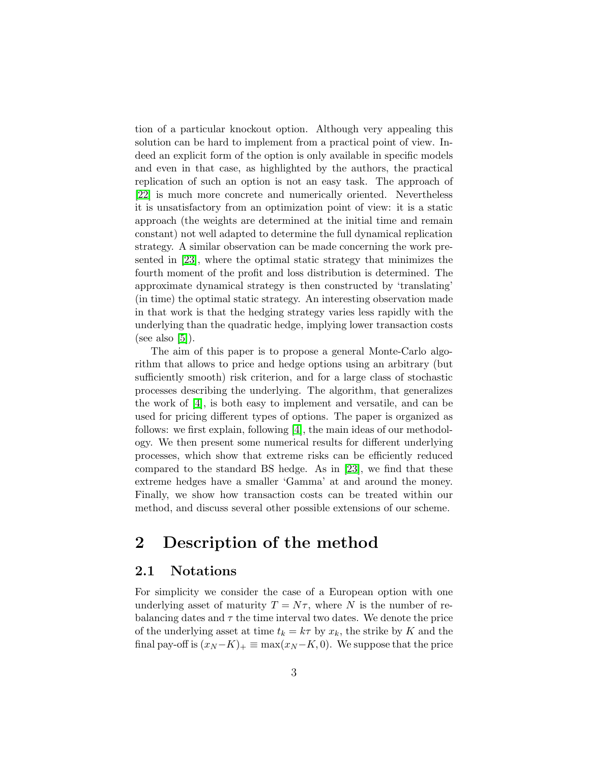tion of a particular knockout option. Although very appealing this solution can be hard to implement from a practical point of view. Indeed an explicit form of the option is only available in specific models and even in that case, as highlighted by the authors, the practical replication of such an option is not an easy task. The approach of [22] is much more concrete and numerically oriented. Nevertheless it is unsatisfactory from an optimization point of view: it is a static approach (the weights are determined at the initial time and remain constant) not well adapted to determine the full dynamical replication strategy. A similar observation can be made concerning the work presented in [23], where the optimal static strategy that minimizes the fourth moment of the profit and loss distribution is determined. The approximate dynamical strategy is then constructed by 'translating' (in time) the optimal static strategy. An interesting observation made in that work is that the hedging strategy varies less rapidly with the underlying than the quadratic hedge, implying lower transaction costs (see also [5]).

The aim of this paper is to propose a general Monte-Carlo algorithm that allows to price and hedge options using an arbitrary (but sufficiently smooth) risk criterion, and for a large class of stochastic processes describing the underlying. The algorithm, that generalizes the work of [4], is both easy to implement and versatile, and can be used for pricing different types of options. The paper is organized as follows: we first explain, following [4], the main ideas of our methodology. We then present some numerical results for different underlying processes, which show that extreme risks can be efficiently reduced compared to the standard BS hedge. As in [23], we find that these extreme hedges have a smaller 'Gamma' at and around the money. Finally, we show how transaction costs can be treated within our method, and discuss several other possible extensions of our scheme.

# 2 Description of the method

## 2.1 Notations

For simplicity we consider the case of a European option with one underlying asset of maturity $T = N\tau$, where $N$ is the number of rebalancing dates and $\tau$ the time interval two dates. We denote the price of the underlying asset at time $t_k = k\tau$ by $x_k$, the strike by $K$ and the final pay-off is $(x_N - K)_+ \equiv \max(x_N - K, 0)$. We suppose that the price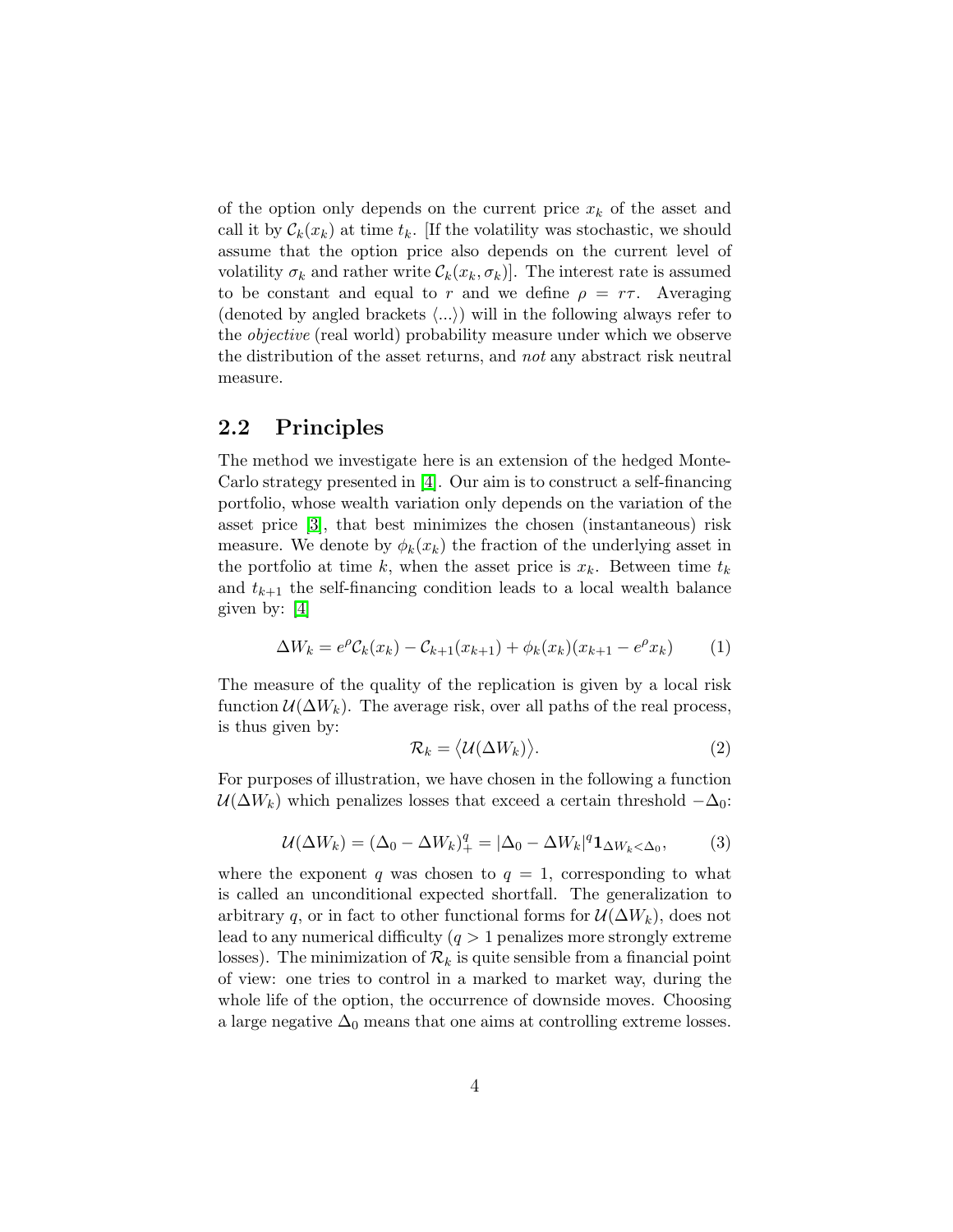of the option only depends on the current price $x_k$ of the asset and call it by $\mathcal{C}_k(x_k)$ at time $t_k$. [If the volatility was stochastic, we should assume that the option price also depends on the current level of volatility $\sigma_k$ and rather write $\mathcal{C}_k(x_k, \sigma_k)$]. The interest rate is assumed to be constant and equal to $r$ and we define $\rho = r\tau$. Averaging (denoted by angled brackets $\langle ... \rangle$) will in the following always refer to the *objective* (real world) probability measure under which we observe the distribution of the asset returns, and *not* any abstract risk neutral measure.

## 2.2 Principles

The method we investigate here is an extension of the hedged Monte-Carlo strategy presented in [4]. Our aim is to construct a self-financing portfolio, whose wealth variation only depends on the variation of the asset price [3], that best minimizes the chosen (instantaneous) risk measure. We denote by $\phi_k(x_k)$ the fraction of the underlying asset in the portfolio at time $k$, when the asset price is $x_k$. Between time $t_k$ and $t_{k+1}$ the self-financing condition leads to a local wealth balance given by: [4]

$$\Delta W_k = e^{\rho}\mathcal{C}_k(x_k) - \mathcal{C}_{k+1}(x_{k+1}) + \phi_k(x_k)(x_{k+1} - e^{\rho}x_k) \tag{1}$$

The measure of the quality of the replication is given by a local risk function $\mathcal{U}(\Delta W_k)$. The average risk, over all paths of the real process, is thus given by:

$$\mathcal{R}_k = \big\langle \mathcal{U}(\Delta W_k) \big\rangle. \tag{2}$$

For purposes of illustration, we have chosen in the following a function $\mathcal{U}(\Delta W_k)$ which penalizes losses that exceed a certain threshold $-\Delta_0$:

$$\mathcal{U}(\Delta W_k) = (\Delta_0 - \Delta W_k)_+^q = |\Delta_0 - \Delta W_k|^q \mathbf{1}_{\Delta W_k < \Delta_0}, \tag{3}$$

where the exponent $q$ was chosen to $q = 1$, corresponding to what is called an unconditional expected shortfall. The generalization to arbitrary $q$, or in fact to other functional forms for $\mathcal{U}(\Delta W_k)$, does not lead to any numerical difficulty ($q > 1$ penalizes more strongly extreme losses). The minimization of $\mathcal{R}_k$ is quite sensible from a financial point of view: one tries to control in a marked to market way, during the whole life of the option, the occurrence of downside moves. Choosing a large negative $\Delta_0$ means that one aims at controlling extreme losses.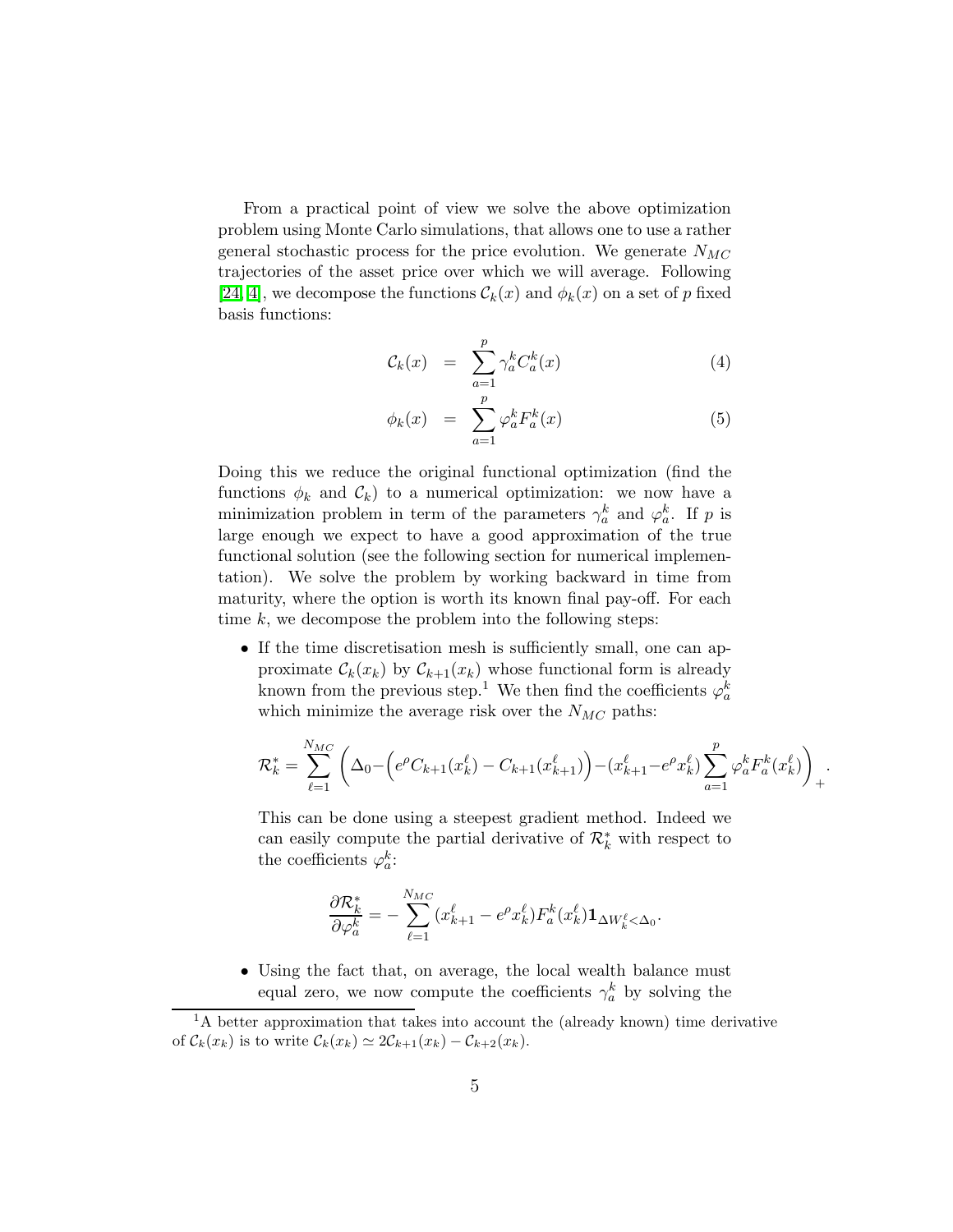From a practical point of view we solve the above optimization problem using Monte Carlo simulations, that allows one to use a rather general stochastic process for the price evolution. We generate $N_{MC}$ trajectories of the asset price over which we will average. Following [24, 4], we decompose the functions $\mathcal{C}_k(x)$ and $\phi_k(x)$ on a set of $p$ fixed basis functions:

$$
\begin{aligned}
\mathcal{C}_k(x) &= \sum_{a=1}^{p} \gamma_a^k C_a^k(x) &\quad (4)\\
\phi_k(x) &= \sum_{a=1}^{p} \varphi_a^k F_a^k(x) &\quad (5)
\end{aligned}
$$

Doing this we reduce the original functional optimization (find the functions $\phi_k$ and $\mathcal{C}_k$) to a numerical optimization: we now have a minimization problem in term of the parameters $\gamma_a^k$ and $\varphi_a^k$. If $p$ is large enough we expect to have a good approximation of the true functional solution (see the following section for numerical implementation). We solve the problem by working backward in time from maturity, where the option is worth its known final pay-off. For each time $k$, we decompose the problem into the following steps:

- If the time discretisation mesh is sufficiently small, one can approximate $\mathcal{C}_k(x_k)$ by $\mathcal{C}_{k+1}(x_k)$ whose functional form is already known from the previous step.[1] We then find the coefficients $\varphi_a^k$ which minimize the average risk over the $N_{MC}$ paths:

$$
\mathcal{R}_k^* = \sum_{\ell=1}^{N_{MC}} \left( \Delta_0 - \left( e^{\rho} C_{k+1}(x_k^\ell) - C_{k+1}(x_{k+1}^\ell) \right) - (x_{k+1}^\ell - e^{\rho} x_k^\ell) \sum_{a=1}^{p} \varphi_a^k F_a^k(x_k^\ell) \right)_+ .
$$

  This can be done using a steepest gradient method. Indeed we can easily compute the partial derivative of $\mathcal{R}_k^*$ with respect to the coefficients $\varphi_a^k$:

$$
\frac{\partial \mathcal{R}_k^*}{\partial \varphi_a^k} = - \sum_{\ell=1}^{N_{MC}} (x_{k+1}^\ell - e^{\rho} x_k^\ell) F_a^k(x_k^\ell) \mathbf{1}_{\Delta W_k^\ell < \Delta_0}.
$$

- Using the fact that, on average, the local wealth balance must equal zero, we now compute the coefficients $\gamma_a^k$ by solving the

[1] A better approximation that takes into account the (already known) time derivative of $\mathcal{C}_k(x_k)$ is to write $\mathcal{C}_k(x_k) \simeq 2\mathcal{C}_{k+1}(x_k) - \mathcal{C}_{k+2}(x_k)$.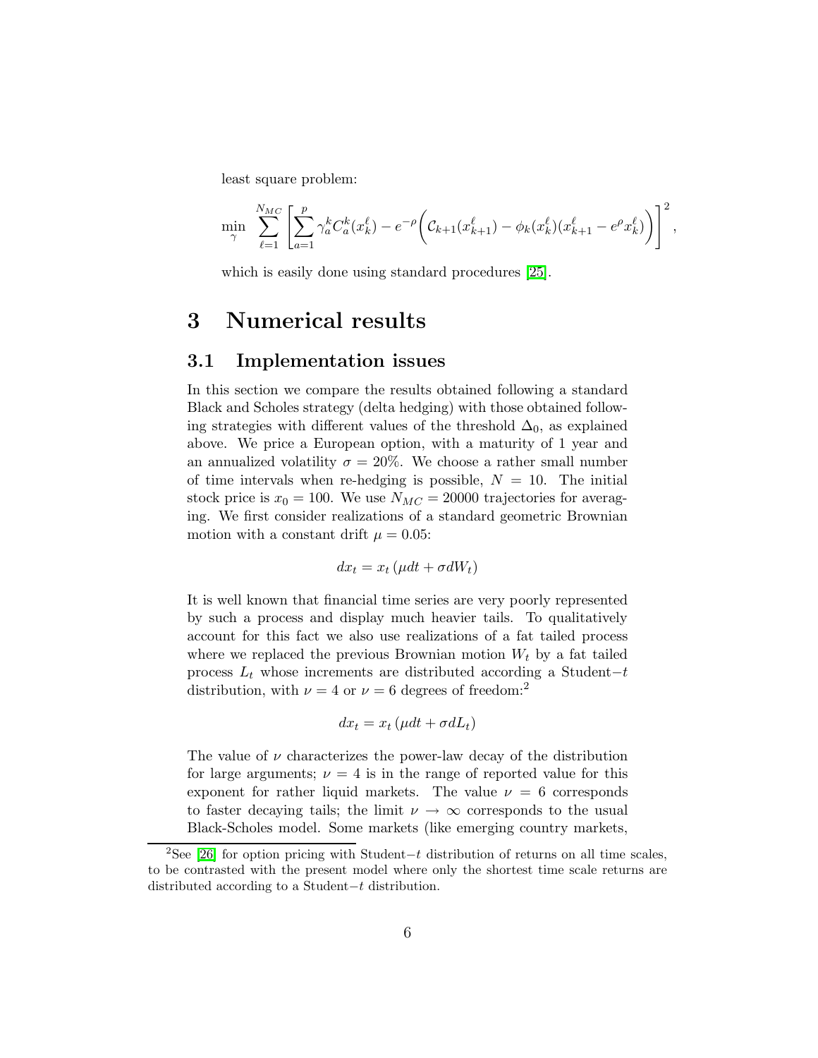least square problem:

$$\min_{\gamma} \sum_{\ell=1}^{N_{MC}} \left[ \sum_{a=1}^{p} \gamma_a^k C_a^k(x_k^\ell) - e^{-\rho} \left( \mathcal{C}_{k+1}(x_{k+1}^\ell) - \phi_k(x_k^\ell)(x_{k+1}^\ell - e^{\rho} x_k^\ell) \right) \right]^2,$$

which is easily done using standard procedures [25].

# 3 Numerical results

## 3.1 Implementation issues

In this section we compare the results obtained following a standard Black and Scholes strategy (delta hedging) with those obtained following strategies with different values of the threshold $\Delta_0$, as explained above. We price a European option, with a maturity of 1 year and an annualized volatility $\sigma = 20\%$. We choose a rather small number of time intervals when re-hedging is possible, $N = 10$. The initial stock price is $x_0 = 100$. We use $N_{MC} = 20000$ trajectories for averaging. We first consider realizations of a standard geometric Brownian motion with a constant drift $\mu = 0.05$:

$$dx_t = x_t \left( \mu dt + \sigma dW_t \right)$$

It is well known that financial time series are very poorly represented by such a process and display much heavier tails. To qualitatively account for this fact we also use realizations of a fat tailed process where we replaced the previous Brownian motion $W_t$ by a fat tailed process $L_t$ whose increments are distributed according a Student$-t$ distribution, with $\nu = 4$ or $\nu = 6$ degrees of freedom:[2]

$$dx_t = x_t \left( \mu dt + \sigma dL_t \right)$$

The value of $\nu$ characterizes the power-law decay of the distribution for large arguments; $\nu = 4$ is in the range of reported value for this exponent for rather liquid markets. The value $\nu = 6$ corresponds to faster decaying tails; the limit $\nu \to \infty$ corresponds to the usual Black-Scholes model. Some markets (like emerging country markets,

[2] See [26] for option pricing with Student$-t$ distribution of returns on all time scales, to be contrasted with the present model where only the shortest time scale returns are distributed according to a Student$-t$ distribution.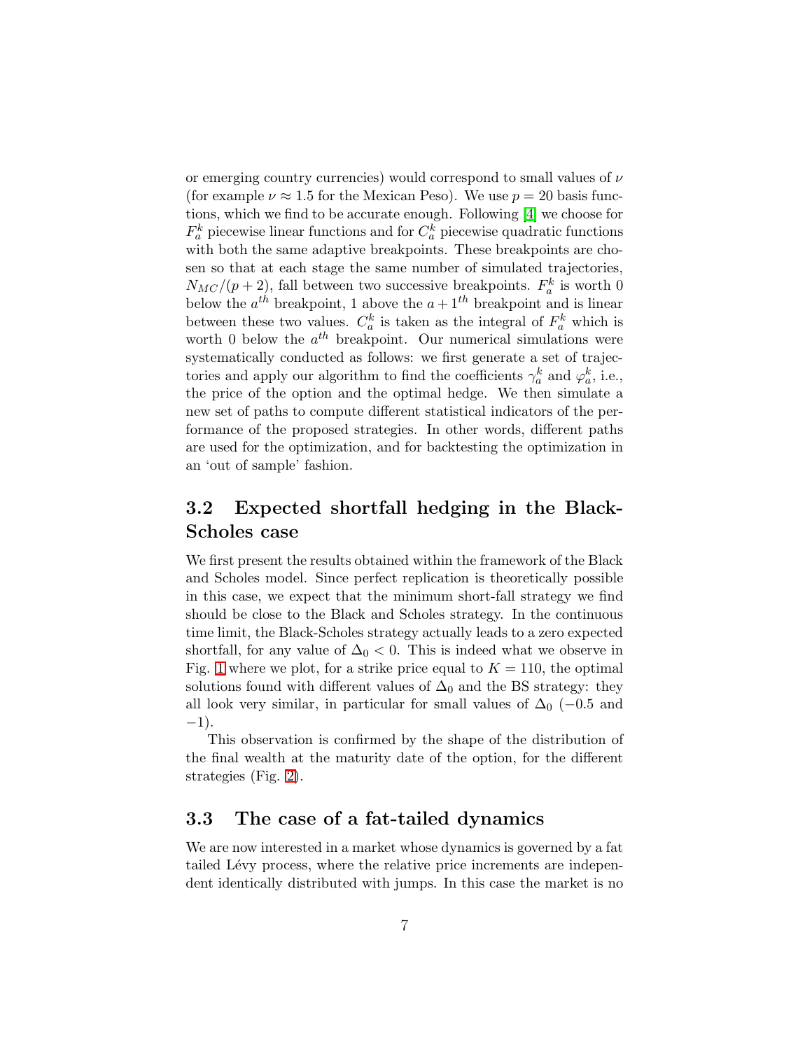or emerging country currencies) would correspond to small values of $\nu$ (for example $\nu \approx 1.5$ for the Mexican Peso). We use $p = 20$ basis functions, which we find to be accurate enough. Following [4] we choose for $F_a^k$ piecewise linear functions and for $C_a^k$ piecewise quadratic functions with both the same adaptive breakpoints. These breakpoints are chosen so that at each stage the same number of simulated trajectories, $N_{MC}/(p+2)$, fall between two successive breakpoints. $F_a^k$ is worth 0 below the $a^{th}$ breakpoint, 1 above the $a+1^{th}$ breakpoint and is linear between these two values. $C_a^k$ is taken as the integral of $F_a^k$ which is worth 0 below the $a^{th}$ breakpoint. Our numerical simulations were systematically conducted as follows: we first generate a set of trajectories and apply our algorithm to find the coefficients $\gamma_a^k$ and $\varphi_a^k$, i.e., the price of the option and the optimal hedge. We then simulate a new set of paths to compute different statistical indicators of the performance of the proposed strategies. In other words, different paths are used for the optimization, and for backtesting the optimization in an 'out of sample' fashion.

## 3.2 Expected shortfall hedging in the Black-Scholes case

We first present the results obtained within the framework of the Black and Scholes model. Since perfect replication is theoretically possible in this case, we expect that the minimum short-fall strategy we find should be close to the Black and Scholes strategy. In the continuous time limit, the Black-Scholes strategy actually leads to a zero expected shortfall, for any value of $\Delta_0 < 0$. This is indeed what we observe in Fig. 1 where we plot, for a strike price equal to $K = 110$, the optimal solutions found with different values of $\Delta_0$ and the BS strategy: they all look very similar, in particular for small values of $\Delta_0$ ($-0.5$ and $-1$).

This observation is confirmed by the shape of the distribution of the final wealth at the maturity date of the option, for the different strategies (Fig. 2).

## 3.3 The case of a fat-tailed dynamics

We are now interested in a market whose dynamics is governed by a fat tailed Lévy process, where the relative price increments are independent identically distributed with jumps. In this case the market is no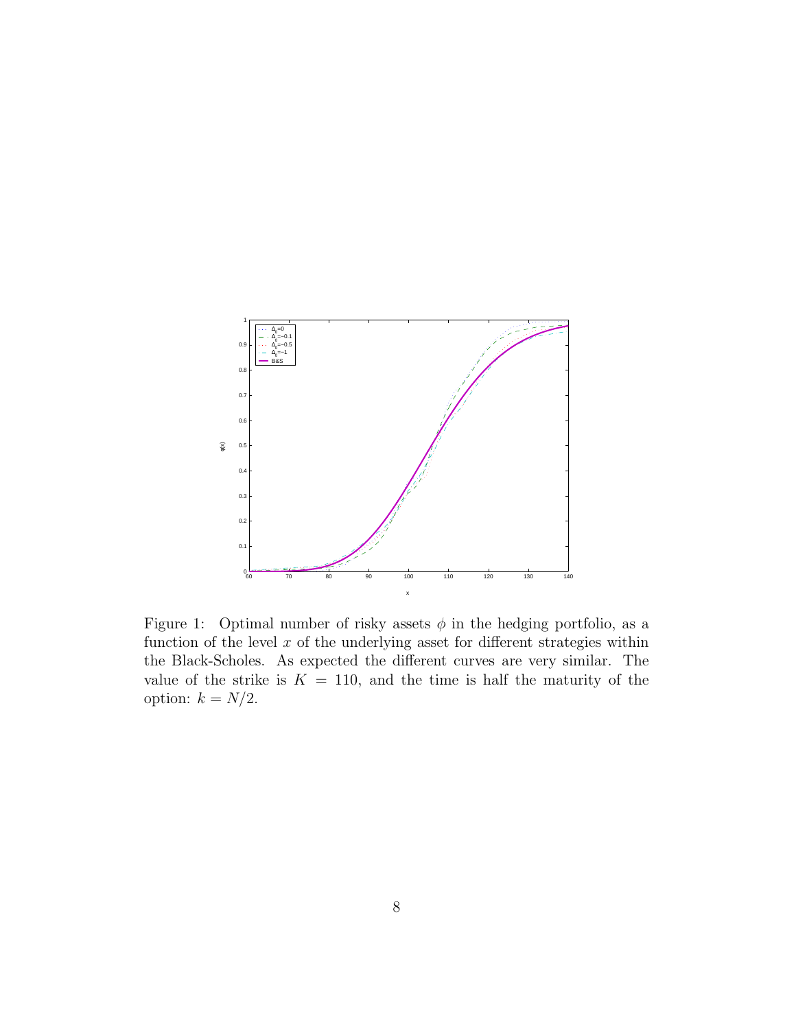Figure 1: Optimal number of risky assets $\phi$ in the hedging portfolio, as a function of the level $x$ of the underlying asset for different strategies within the Black-Scholes. As expected the different curves are very similar. The value of the strike is $K = 110$, and the time is half the maturity of the option: $k = N/2$.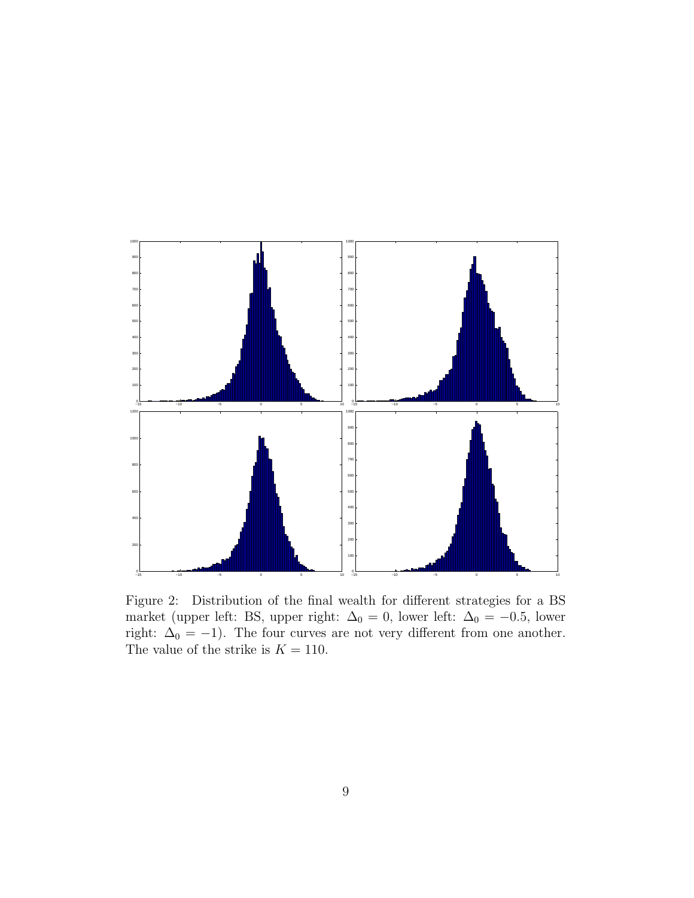Figure 2: Distribution of the final wealth for different strategies for a BS market (upper left: BS, upper right: $\Delta_0 = 0$, lower left: $\Delta_0 = -0.5$, lower right: $\Delta_0 = -1$). The four curves are not very different from one another. The value of the strike is $K = 110$.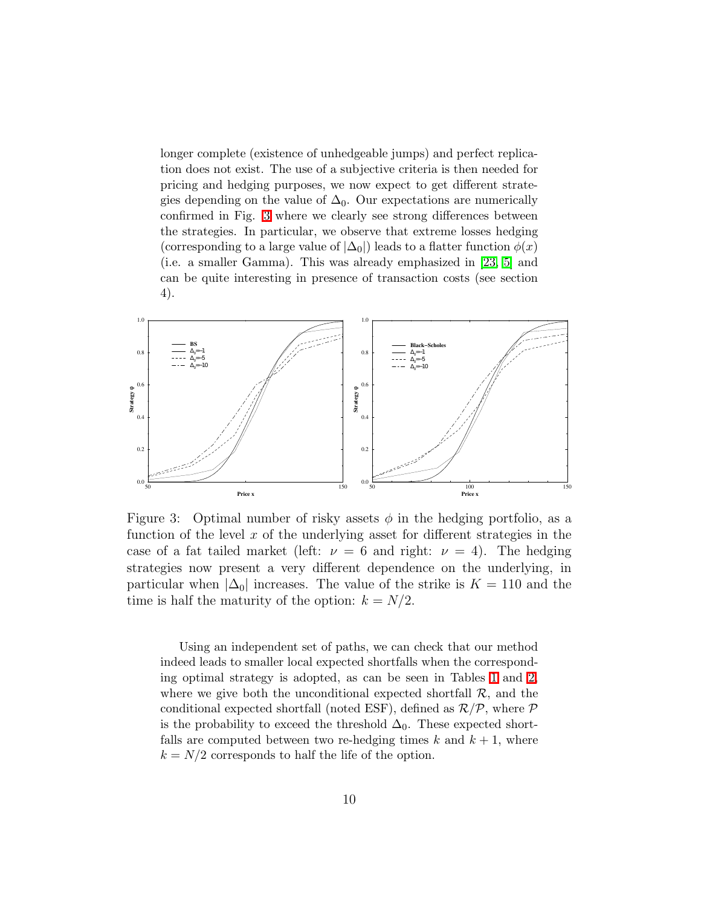longer complete (existence of unhedgeable jumps) and perfect replication does not exist. The use of a subjective criteria is then needed for pricing and hedging purposes, we now expect to get different strategies depending on the value of $\Delta_0$. Our expectations are numerically confirmed in Fig. 3 where we clearly see strong differences between the strategies. In particular, we observe that extreme losses hedging (corresponding to a large value of $|\Delta_0|$) leads to a flatter function $\phi(x)$ (i.e. a smaller Gamma). This was already emphasized in [23, 5] and can be quite interesting in presence of transaction costs (see section 4).

Figure 3: Optimal number of risky assets $\phi$ in the hedging portfolio, as a function of the level $x$ of the underlying asset for different strategies in the case of a fat tailed market (left: $\nu = 6$ and right: $\nu = 4$). The hedging strategies now present a very different dependence on the underlying, in particular when $|\Delta_0|$ increases. The value of the strike is $K = 110$ and the time is half the maturity of the option: $k = N/2$.

Using an independent set of paths, we can check that our method indeed leads to smaller local expected shortfalls when the corresponding optimal strategy is adopted, as can be seen in Tables 1 and 2, where we give both the unconditional expected shortfall $\mathcal{R}$, and the conditional expected shortfall (noted ESF), defined as $\mathcal{R}/\mathcal{P}$, where $\mathcal{P}$ is the probability to exceed the threshold $\Delta_0$. These expected shortfalls are computed between two re-hedging times $k$ and $k+1$, where $k = N/2$ corresponds to half the life of the option.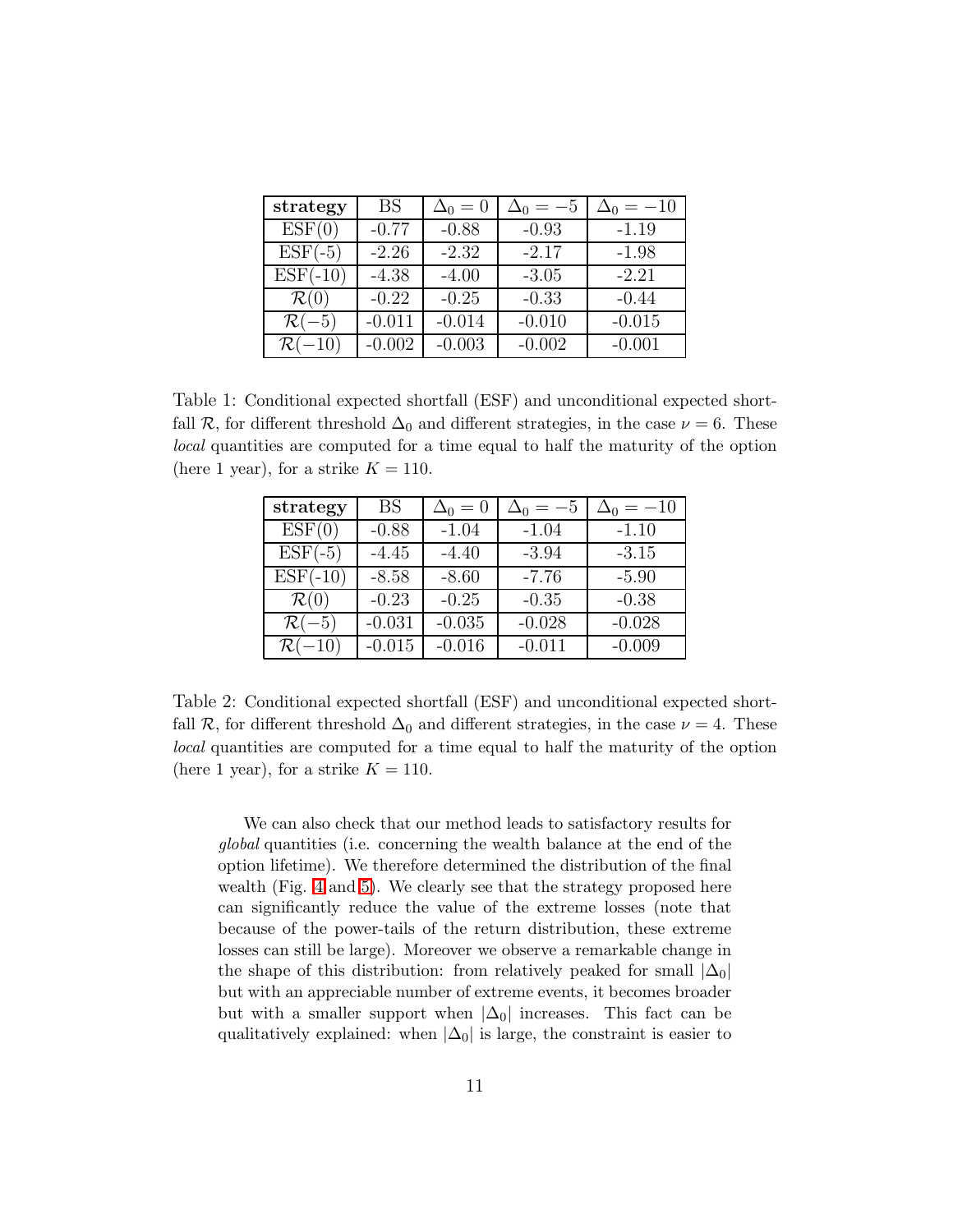| strategy | BS | $\Delta_0 = 0$ | $\Delta_0 = -5$ | $\Delta_0 = -10$ |
|---|---|---|---|---|
| ESF(0) | -0.77 | -0.88 | -0.93 | -1.19 |
| ESF(-5) | -2.26 | -2.32 | -2.17 | -1.98 |
| ESF(-10) | -4.38 | -4.00 | -3.05 | -2.21 |
| $\mathcal{R}(0)$ | -0.22 | -0.25 | -0.33 | -0.44 |
| $\mathcal{R}(-5)$ | -0.011 | -0.014 | -0.010 | -0.015 |
| $\mathcal{R}(-10)$ | -0.002 | -0.003 | -0.002 | -0.001 |

Table 1: Conditional expected shortfall (ESF) and unconditional expected shortfall $\mathcal{R}$, for different threshold $\Delta_0$ and different strategies, in the case $\nu = 6$. These *local* quantities are computed for a time equal to half the maturity of the option (here 1 year), for a strike $K = 110$.

| strategy | BS | $\Delta_0 = 0$ | $\Delta_0 = -5$ | $\Delta_0 = -10$ |
|---|---|---|---|---|
| ESF(0) | -0.88 | -1.04 | -1.04 | -1.10 |
| ESF(-5) | -4.45 | -4.40 | -3.94 | -3.15 |
| ESF(-10) | -8.58 | -8.60 | -7.76 | -5.90 |
| $\mathcal{R}(0)$ | -0.23 | -0.25 | -0.35 | -0.38 |
| $\mathcal{R}(-5)$ | -0.031 | -0.035 | -0.028 | -0.028 |
| $\mathcal{R}(-10)$ | -0.015 | -0.016 | -0.011 | -0.009 |

Table 2: Conditional expected shortfall (ESF) and unconditional expected shortfall $\mathcal{R}$, for different threshold $\Delta_0$ and different strategies, in the case $\nu = 4$. These *local* quantities are computed for a time equal to half the maturity of the option (here 1 year), for a strike $K = 110$.

We can also check that our method leads to satisfactory results for *global* quantities (i.e. concerning the wealth balance at the end of the option lifetime). We therefore determined the distribution of the final wealth (Fig. 4 and 5). We clearly see that the strategy proposed here can significantly reduce the value of the extreme losses (note that because of the power-tails of the return distribution, these extreme losses can still be large). Moreover we observe a remarkable change in the shape of this distribution: from relatively peaked for small $|\Delta_0|$ but with an appreciable number of extreme events, it becomes broader but with a smaller support when $|\Delta_0|$ increases. This fact can be qualitatively explained: when $|\Delta_0|$ is large, the constraint is easier to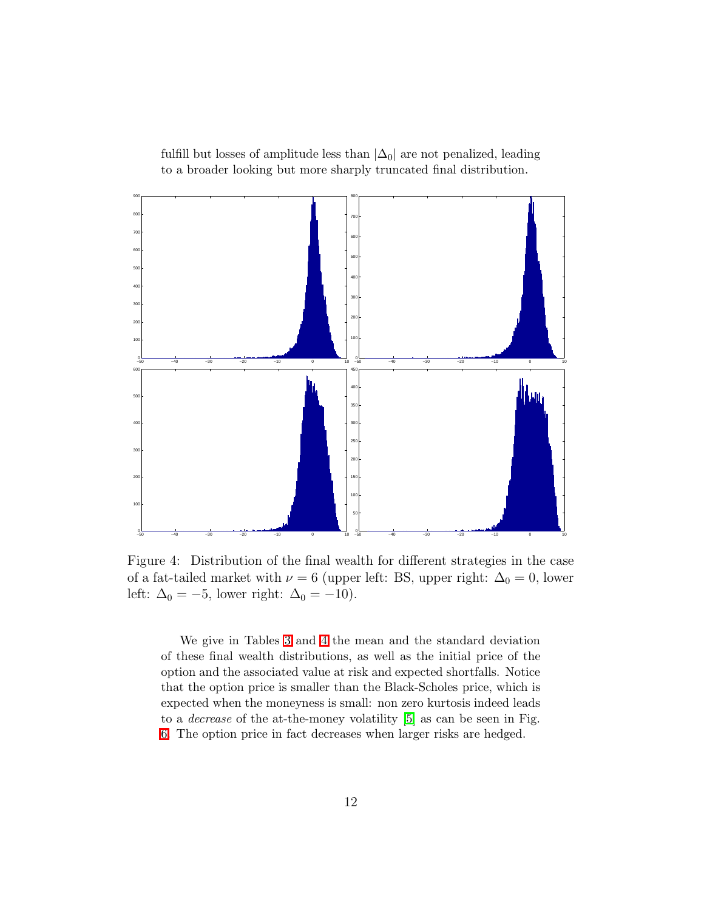fulfill but losses of amplitude less than $|\Delta_0|$ are not penalized, leading to a broader looking but more sharply truncated final distribution.

Figure 4: Distribution of the final wealth for different strategies in the case of a fat-tailed market with $\nu = 6$ (upper left: BS, upper right: $\Delta_0 = 0$, lower left: $\Delta_0 = -5$, lower right: $\Delta_0 = -10$).

We give in Tables 3 and 4 the mean and the standard deviation of these final wealth distributions, as well as the initial price of the option and the associated value at risk and expected shortfalls. Notice that the option price is smaller than the Black-Scholes price, which is expected when the moneyness is small: non zero kurtosis indeed leads to a *decrease* of the at-the-money volatility [5] as can be seen in Fig. 6. The option price in fact decreases when larger risks are hedged.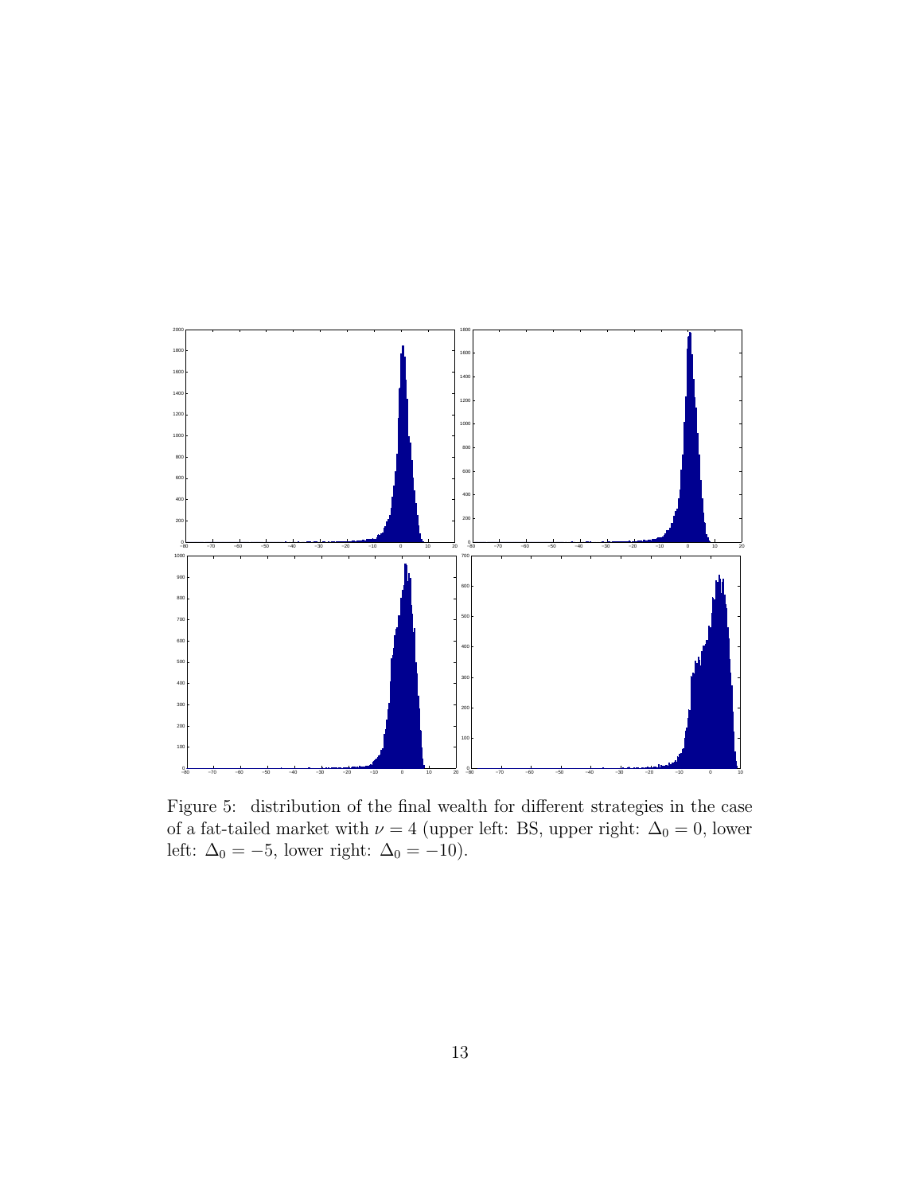Figure 5: distribution of the final wealth for different strategies in the case of a fat-tailed market with $\nu = 4$ (upper left: BS, upper right: $\Delta_0 = 0$, lower left: $\Delta_0 = -5$, lower right: $\Delta_0 = -10$).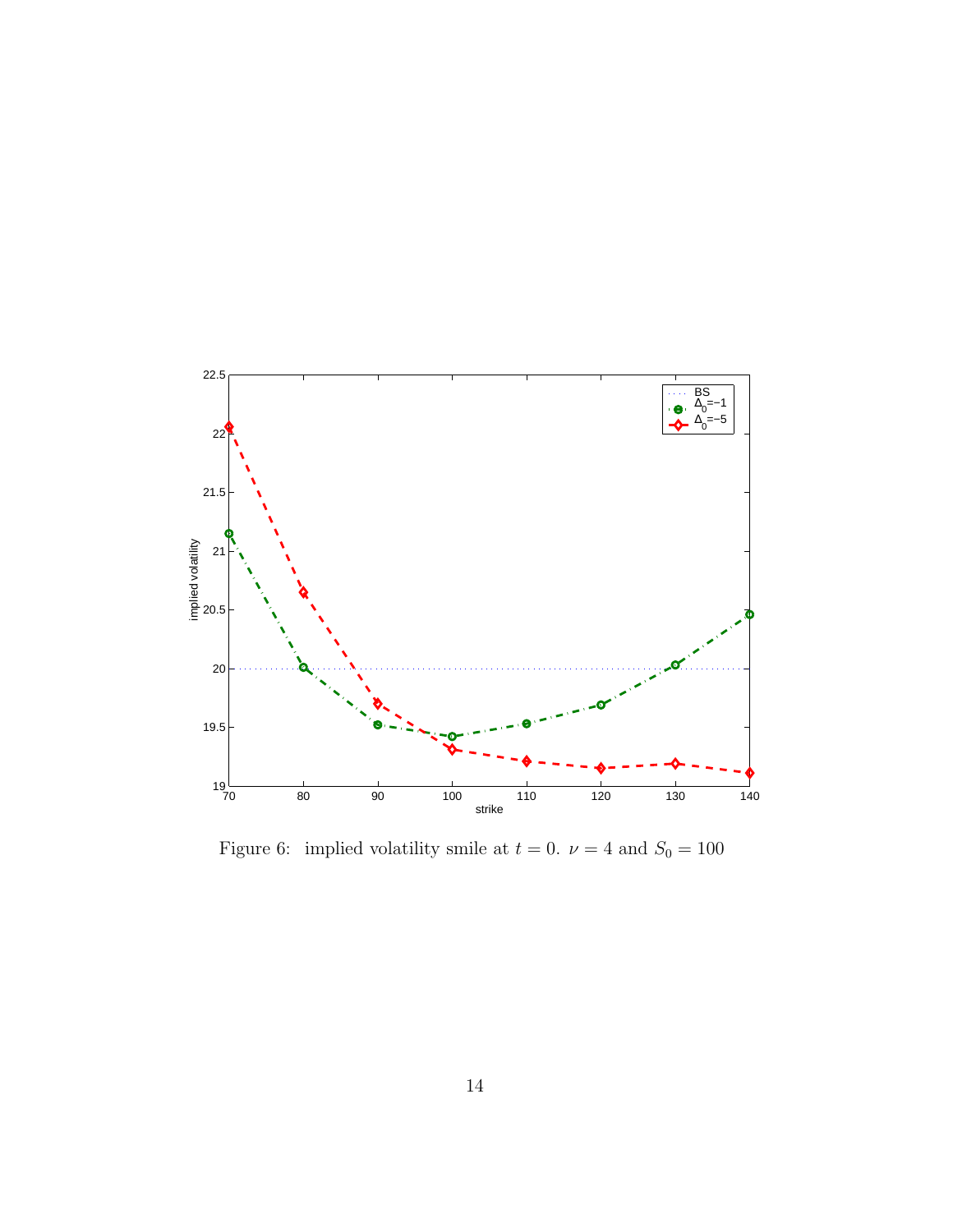Figure 6: implied volatility smile at $t = 0$. $\nu = 4$ and $S_0 = 100$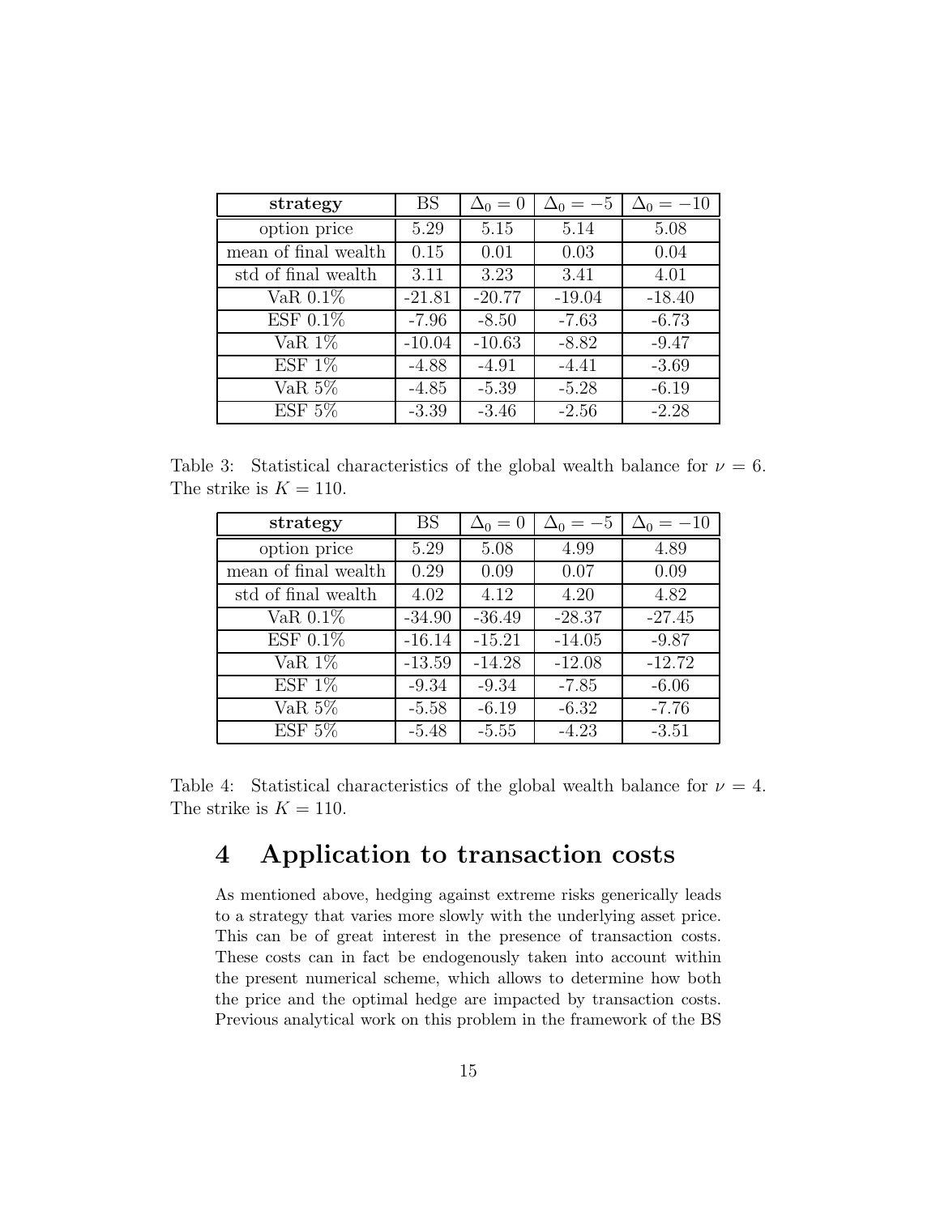| strategy | BS | $\Delta_0 = 0$ | $\Delta_0 = -5$ | $\Delta_0 = -10$ |
|---|---|---|---|---|
| option price | 5.29 | 5.15 | 5.14 | 5.08 |
| mean of final wealth | 0.15 | 0.01 | 0.03 | 0.04 |
| std of final wealth | 3.11 | 3.23 | 3.41 | 4.01 |
| VaR 0.1% | -21.81 | -20.77 | -19.04 | -18.40 |
| ESF 0.1% | -7.96 | -8.50 | -7.63 | -6.73 |
| VaR 1% | -10.04 | -10.63 | -8.82 | -9.47 |
| ESF 1% | -4.88 | -4.91 | -4.41 | -3.69 |
| VaR 5% | -4.85 | -5.39 | -5.28 | -6.19 |
| ESF 5% | -3.39 | -3.46 | -2.56 | -2.28 |

Table 3: Statistical characteristics of the global wealth balance for $\nu = 6$. The strike is $K = 110$.

| strategy | BS | $\Delta_0 = 0$ | $\Delta_0 = -5$ | $\Delta_0 = -10$ |
|---|---|---|---|---|
| option price | 5.29 | 5.08 | 4.99 | 4.89 |
| mean of final wealth | 0.29 | 0.09 | 0.07 | 0.09 |
| std of final wealth | 4.02 | 4.12 | 4.20 | 4.82 |
| VaR 0.1% | -34.90 | -36.49 | -28.37 | -27.45 |
| ESF 0.1% | -16.14 | -15.21 | -14.05 | -9.87 |
| VaR 1% | -13.59 | -14.28 | -12.08 | -12.72 |
| ESF 1% | -9.34 | -9.34 | -7.85 | -6.06 |
| VaR 5% | -5.58 | -6.19 | -6.32 | -7.76 |
| ESF 5% | -5.48 | -5.55 | -4.23 | -3.51 |

Table 4: Statistical characteristics of the global wealth balance for $\nu = 4$. The strike is $K = 110$.

## 4 Application to transaction costs

As mentioned above, hedging against extreme risks generically leads to a strategy that varies more slowly with the underlying asset price. This can be of great interest in the presence of transaction costs. These costs can in fact be endogenously taken into account within the present numerical scheme, which allows to determine how both the price and the optimal hedge are impacted by transaction costs. Previous analytical work on this problem in the framework of the BS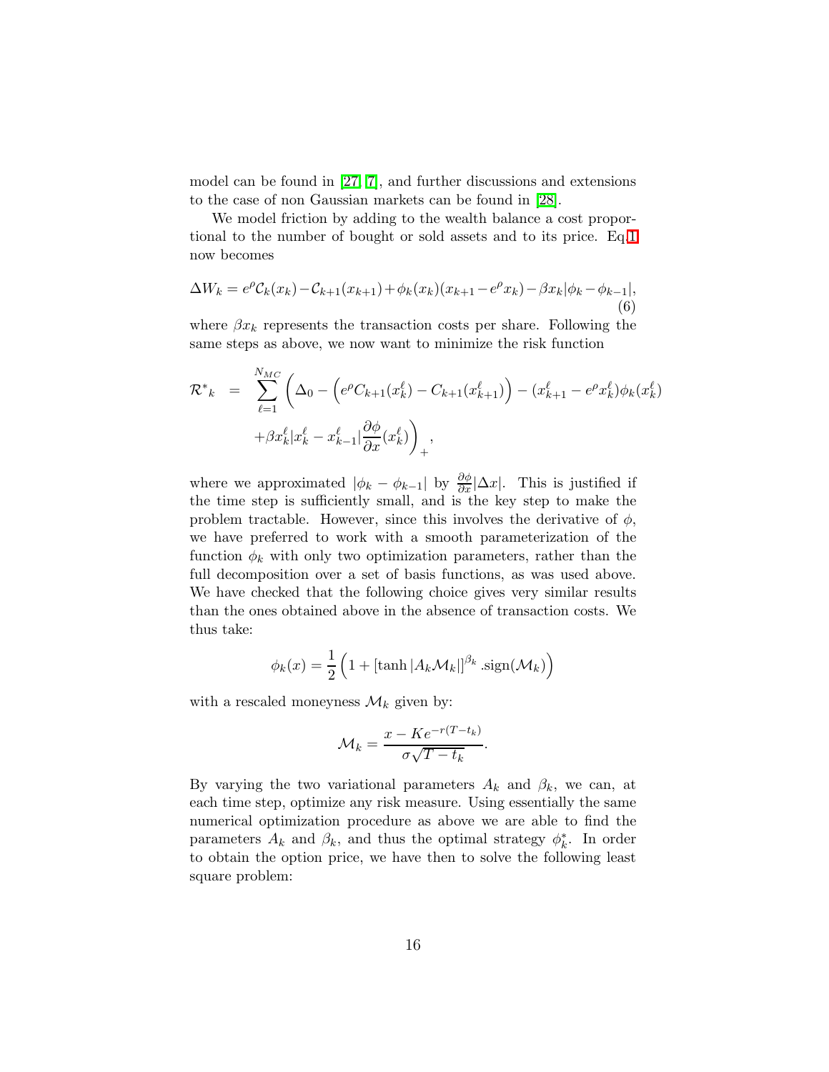model can be found in [27, 7], and further discussions and extensions to the case of non Gaussian markets can be found in [28].

We model friction by adding to the wealth balance a cost proportional to the number of bought or sold assets and to its price. Eq.1 now becomes

$$\Delta W_k = e^{\rho}\mathcal{C}_k(x_k) - \mathcal{C}_{k+1}(x_{k+1}) + \phi_k(x_k)(x_{k+1} - e^{\rho}x_k) - \beta x_k|\phi_k - \phi_{k-1}|, \tag{6}$$

where $\beta x_k$ represents the transaction costs per share. Following the same steps as above, we now want to minimize the risk function

$$\begin{aligned}
\mathcal{R}^*{}_k &= \sum_{\ell=1}^{N_{MC}} \left( \Delta_0 - \left( e^{\rho} C_{k+1}(x_k^{\ell}) - C_{k+1}(x_{k+1}^{\ell}) \right) - (x_{k+1}^{\ell} - e^{\rho}x_k^{\ell})\phi_k(x_k^{\ell}) \right. \\
&\quad \left. + \beta x_k^{\ell} |x_k^{\ell} - x_{k-1}^{\ell}| \frac{\partial \phi}{\partial x}(x_k^{\ell}) \right)_+,
\end{aligned}$$

where we approximated $|\phi_k - \phi_{k-1}|$ by $\frac{\partial \phi}{\partial x}|\Delta x|$. This is justified if the time step is sufficiently small, and is the key step to make the problem tractable. However, since this involves the derivative of $\phi$, we have preferred to work with a smooth parameterization of the function $\phi_k$ with only two optimization parameters, rather than the full decomposition over a set of basis functions, as was used above. We have checked that the following choice gives very similar results than the ones obtained above in the absence of transaction costs. We thus take:

$$\phi_k(x) = \frac{1}{2}\left(1 + \left[\tanh|A_k\mathcal{M}_k|\right]^{\beta_k}.\mathrm{sign}(\mathcal{M}_k)\right)$$

with a rescaled moneyness $\mathcal{M}_k$ given by:

$$\mathcal{M}_k = \frac{x - Ke^{-r(T-t_k)}}{\sigma\sqrt{T - t_k}}.$$

By varying the two variational parameters $A_k$ and $\beta_k$, we can, at each time step, optimize any risk measure. Using essentially the same numerical optimization procedure as above we are able to find the parameters $A_k$ and $\beta_k$, and thus the optimal strategy $\phi_k^*$. In order to obtain the option price, we have then to solve the following least square problem: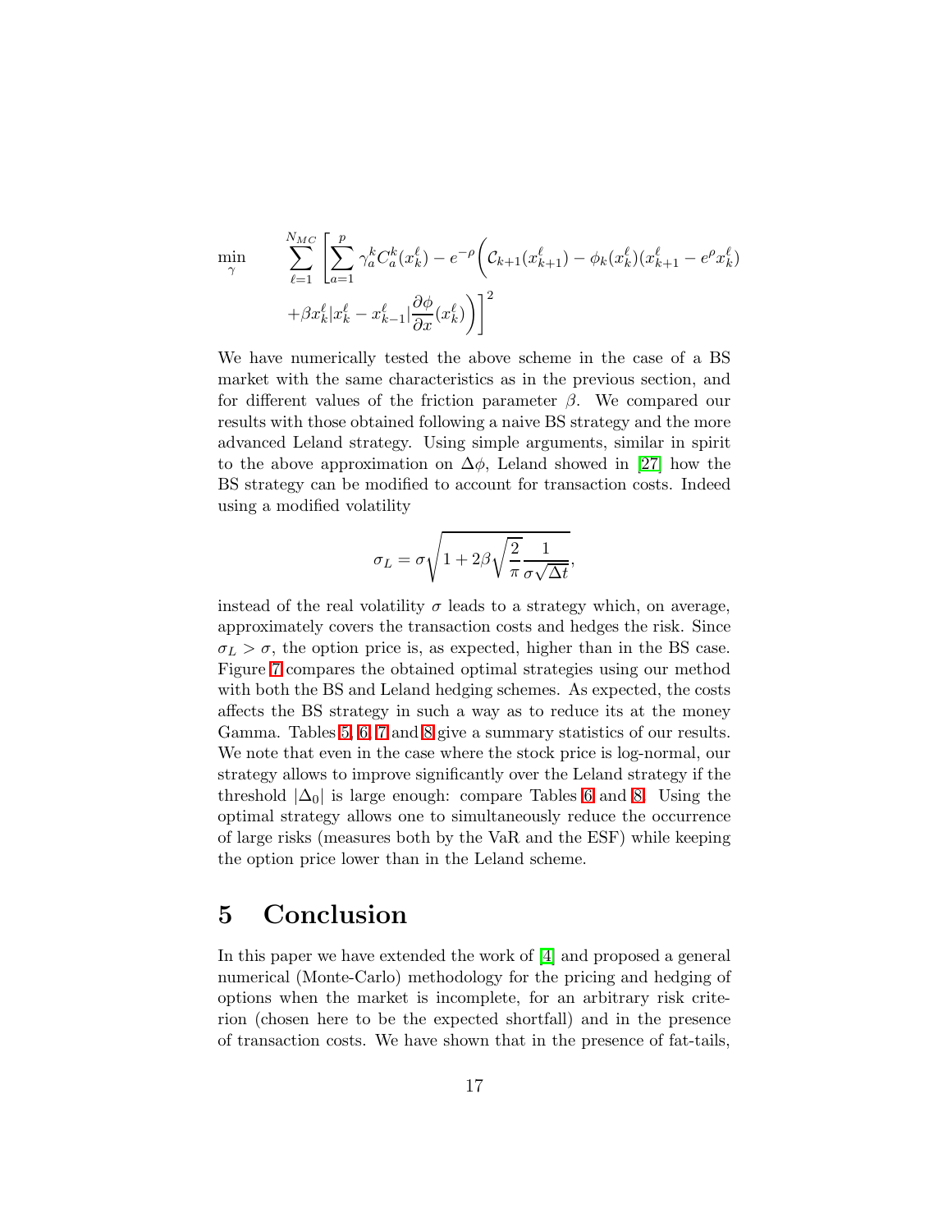$$
\min_{\gamma} \quad \sum_{\ell=1}^{N_{MC}} \left[ \sum_{a=1}^{p} \gamma_a^k C_a^k(x_k^\ell) - e^{-\rho} \Big( \mathcal{C}_{k+1}(x_{k+1}^\ell) - \phi_k(x_k^\ell)(x_{k+1}^\ell - e^{\rho} x_k^\ell) + \beta x_k^\ell | x_k^\ell - x_{k-1}^\ell | \frac{\partial \phi}{\partial x}(x_k^\ell) \Big) \right]^2
$$

We have numerically tested the above scheme in the case of a BS market with the same characteristics as in the previous section, and for different values of the friction parameter $\beta$. We compared our results with those obtained following a naive BS strategy and the more advanced Leland strategy. Using simple arguments, similar in spirit to the above approximation on $\Delta\phi$, Leland showed in [27] how the BS strategy can be modified to account for transaction costs. Indeed using a modified volatility

$$
\sigma_L = \sigma \sqrt{1 + 2\beta \sqrt{\frac{2}{\pi}} \frac{1}{\sigma\sqrt{\Delta t}}},
$$

instead of the real volatility $\sigma$ leads to a strategy which, on average, approximately covers the transaction costs and hedges the risk. Since $\sigma_L > \sigma$, the option price is, as expected, higher than in the BS case. Figure 7 compares the obtained optimal strategies using our method with both the BS and Leland hedging schemes. As expected, the costs affects the BS strategy in such a way as to reduce its at the money Gamma. Tables 5, 6, 7 and 8 give a summary statistics of our results. We note that even in the case where the stock price is log-normal, our strategy allows to improve significantly over the Leland strategy if the threshold $|\Delta_0|$ is large enough: compare Tables 6 and 8. Using the optimal strategy allows one to simultaneously reduce the occurrence of large risks (measures both by the VaR and the ESF) while keeping the option price lower than in the Leland scheme.

# 5 Conclusion

In this paper we have extended the work of [4] and proposed a general numerical (Monte-Carlo) methodology for the pricing and hedging of options when the market is incomplete, for an arbitrary risk criterion (chosen here to be the expected shortfall) and in the presence of transaction costs. We have shown that in the presence of fat-tails,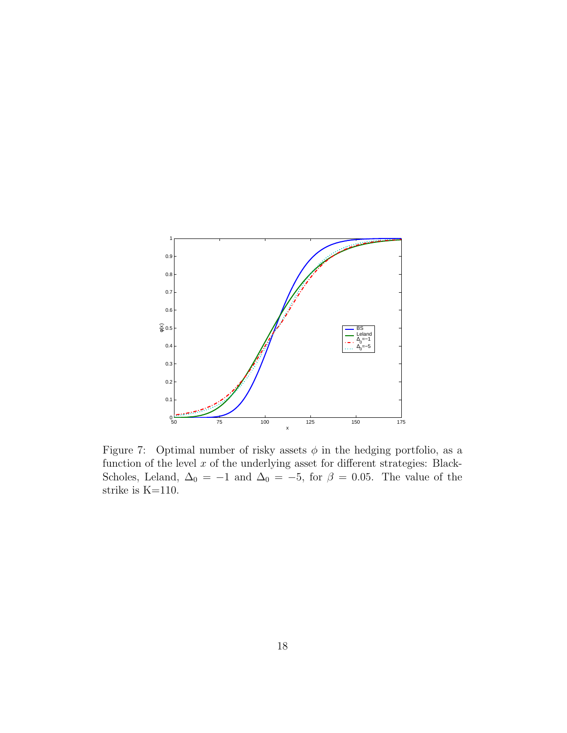Figure 7: Optimal number of risky assets $\phi$ in the hedging portfolio, as a function of the level $x$ of the underlying asset for different strategies: Black-Scholes, Leland, $\Delta_0 = -1$ and $\Delta_0 = -5$, for $\beta = 0.05$. The value of the strike is K=110.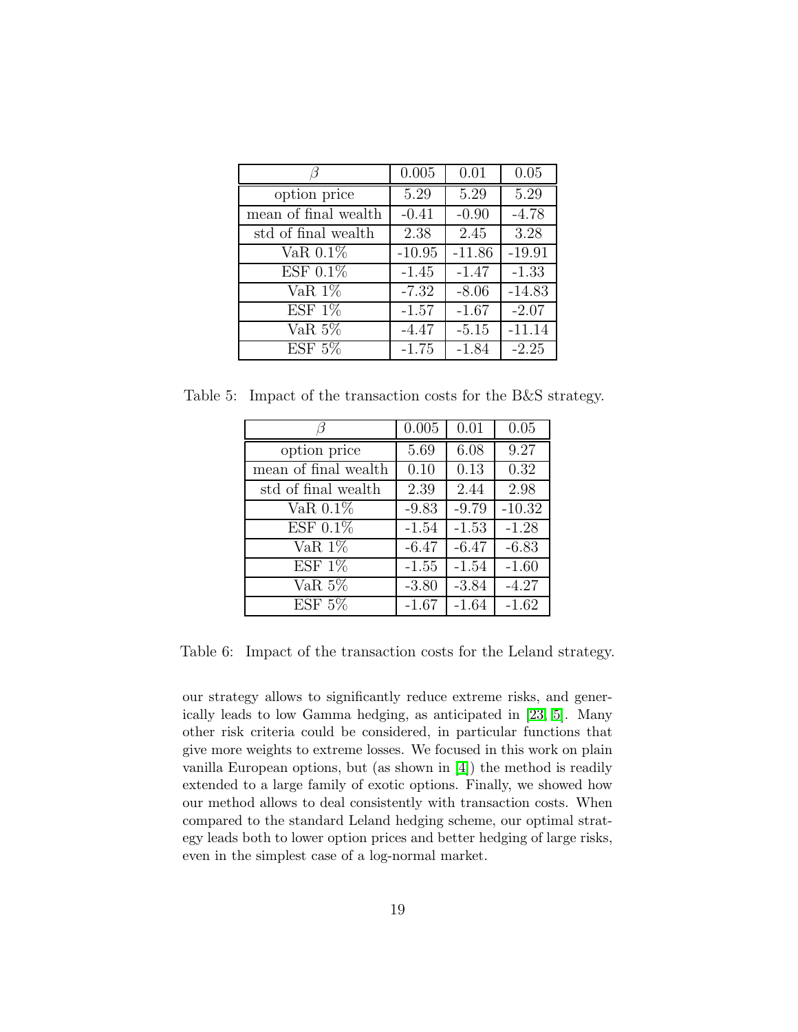| $\beta$ | 0.005 | 0.01 | 0.05 |
|---|---|---|---|
| option price | 5.29 | 5.29 | 5.29 |
| mean of final wealth | -0.41 | -0.90 | -4.78 |
| std of final wealth | 2.38 | 2.45 | 3.28 |
| VaR 0.1% | -10.95 | -11.86 | -19.91 |
| ESF 0.1% | -1.45 | -1.47 | -1.33 |
| VaR 1% | -7.32 | -8.06 | -14.83 |
| ESF 1% | -1.57 | -1.67 | -2.07 |
| VaR 5% | -4.47 | -5.15 | -11.14 |
| ESF 5% | -1.75 | -1.84 | -2.25 |

Table 5: Impact of the transaction costs for the B&S strategy.

| $\beta$ | 0.005 | 0.01 | 0.05 |
|---|---|---|---|
| option price | 5.69 | 6.08 | 9.27 |
| mean of final wealth | 0.10 | 0.13 | 0.32 |
| std of final wealth | 2.39 | 2.44 | 2.98 |
| VaR 0.1% | -9.83 | -9.79 | -10.32 |
| ESF 0.1% | -1.54 | -1.53 | -1.28 |
| VaR 1% | -6.47 | -6.47 | -6.83 |
| ESF 1% | -1.55 | -1.54 | -1.60 |
| VaR 5% | -3.80 | -3.84 | -4.27 |
| ESF 5% | -1.67 | -1.64 | -1.62 |

Table 6: Impact of the transaction costs for the Leland strategy.

our strategy allows to significantly reduce extreme risks, and generically leads to low Gamma hedging, as anticipated in [23, 5]. Many other risk criteria could be considered, in particular functions that give more weights to extreme losses. We focused in this work on plain vanilla European options, but (as shown in [4]) the method is readily extended to a large family of exotic options. Finally, we showed how our method allows to deal consistently with transaction costs. When compared to the standard Leland hedging scheme, our optimal strategy leads both to lower option prices and better hedging of large risks, even in the simplest case of a log-normal market.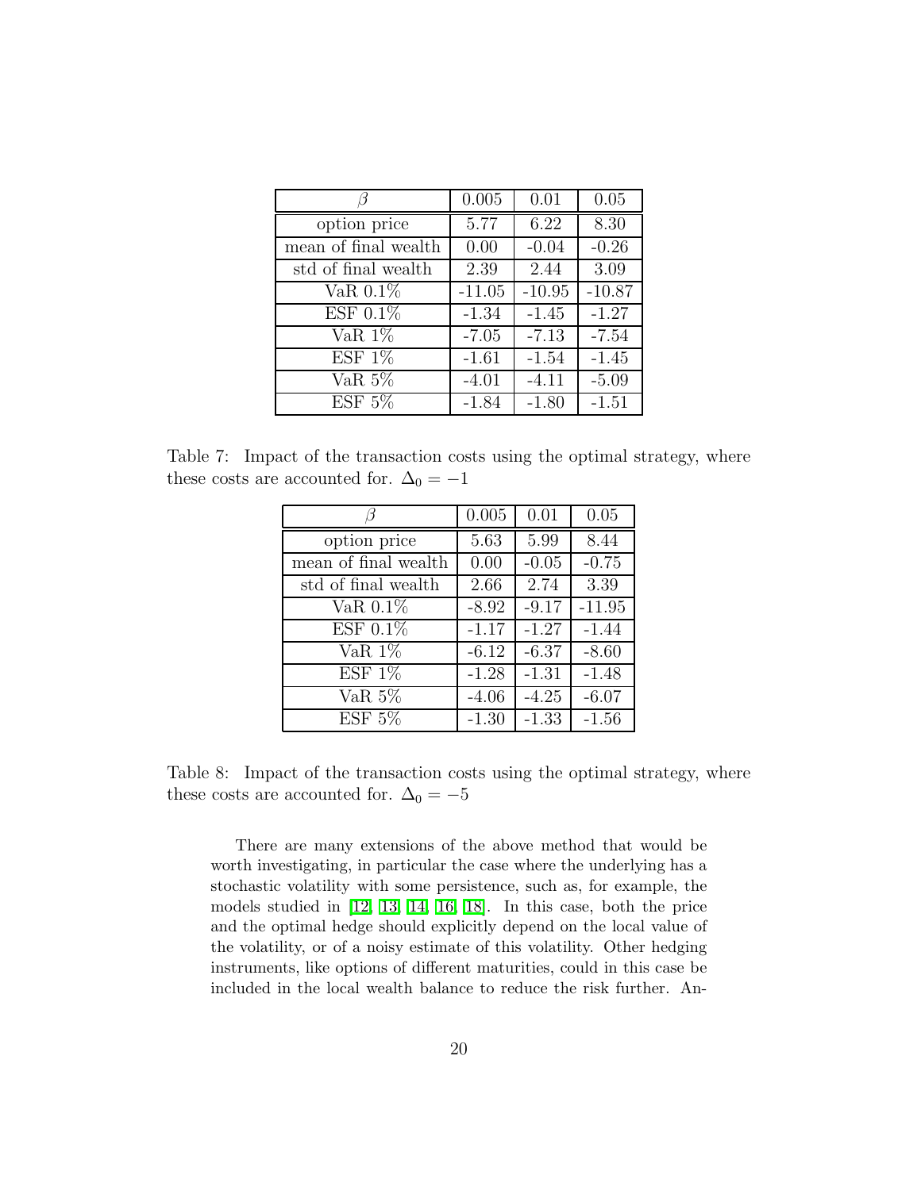| $\beta$ | 0.005 | 0.01 | 0.05 |
|---|---|---|---|
| option price | 5.77 | 6.22 | 8.30 |
| mean of final wealth | 0.00 | -0.04 | -0.26 |
| std of final wealth | 2.39 | 2.44 | 3.09 |
| VaR 0.1% | -11.05 | -10.95 | -10.87 |
| ESF 0.1% | -1.34 | -1.45 | -1.27 |
| VaR 1% | -7.05 | -7.13 | -7.54 |
| ESF 1% | -1.61 | -1.54 | -1.45 |
| VaR 5% | -4.01 | -4.11 | -5.09 |
| ESF 5% | -1.84 | -1.80 | -1.51 |

Table 7: Impact of the transaction costs using the optimal strategy, where these costs are accounted for. $\Delta_0 = -1$

| $\beta$ | 0.005 | 0.01 | 0.05 |
|---|---|---|---|
| option price | 5.63 | 5.99 | 8.44 |
| mean of final wealth | 0.00 | -0.05 | -0.75 |
| std of final wealth | 2.66 | 2.74 | 3.39 |
| VaR 0.1% | -8.92 | -9.17 | -11.95 |
| ESF 0.1% | -1.17 | -1.27 | -1.44 |
| VaR 1% | -6.12 | -6.37 | -8.60 |
| ESF 1% | -1.28 | -1.31 | -1.48 |
| VaR 5% | -4.06 | -4.25 | -6.07 |
| ESF 5% | -1.30 | -1.33 | -1.56 |

Table 8: Impact of the transaction costs using the optimal strategy, where these costs are accounted for. $\Delta_0 = -5$

There are many extensions of the above method that would be worth investigating, in particular the case where the underlying has a stochastic volatility with some persistence, such as, for example, the models studied in [12, 13, 14, 16, 18]. In this case, both the price and the optimal hedge should explicitly depend on the local value of the volatility, or of a noisy estimate of this volatility. Other hedging instruments, like options of different maturities, could in this case be included in the local wealth balance to reduce the risk further. An-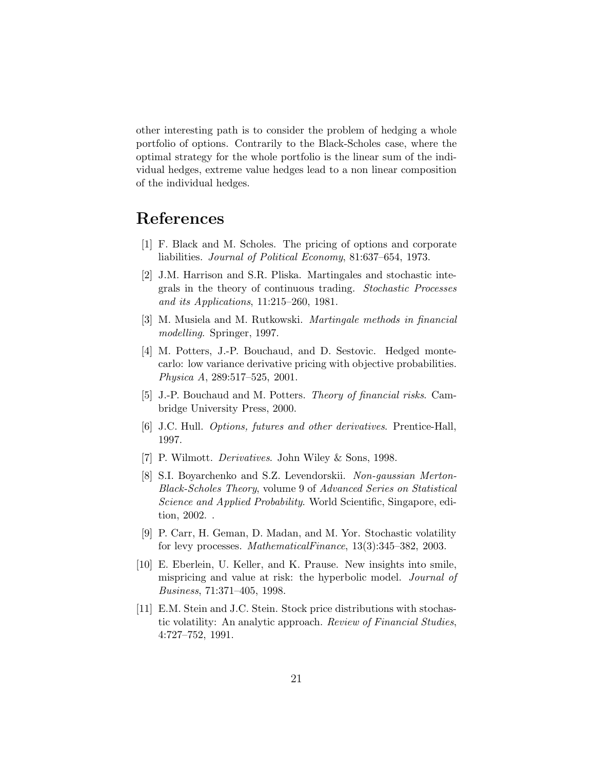other interesting path is to consider the problem of hedging a whole portfolio of options. Contrarily to the Black-Scholes case, where the optimal strategy for the whole portfolio is the linear sum of the individual hedges, extreme value hedges lead to a non linear composition of the individual hedges.

# References

[1] F. Black and M. Scholes. The pricing of options and corporate liabilities. *Journal of Political Economy*, 81:637–654, 1973.

[2] J.M. Harrison and S.R. Pliska. Martingales and stochastic integrals in the theory of continuous trading. *Stochastic Processes and its Applications*, 11:215–260, 1981.

[3] M. Musiela and M. Rutkowski. *Martingale methods in financial modelling*. Springer, 1997.

[4] M. Potters, J.-P. Bouchaud, and D. Sestovic. Hedged monte-carlo: low variance derivative pricing with objective probabilities. *Physica A*, 289:517–525, 2001.

[5] J.-P. Bouchaud and M. Potters. *Theory of financial risks*. Cambridge University Press, 2000.

[6] J.C. Hull. *Options, futures and other derivatives*. Prentice-Hall, 1997.

[7] P. Wilmott. *Derivatives*. John Wiley & Sons, 1998.

[8] S.I. Boyarchenko and S.Z. Levendorskii. *Non-gaussian Merton-Black-Scholes Theory*, volume 9 of *Advanced Series on Statistical Science and Applied Probability*. World Scientific, Singapore, edition, 2002. .

[9] P. Carr, H. Geman, D. Madan, and M. Yor. Stochastic volatility for levy processes. *MathematicalFinance*, 13(3):345–382, 2003.

[10] E. Eberlein, U. Keller, and K. Prause. New insights into smile, mispricing and value at risk: the hyperbolic model. *Journal of Business*, 71:371–405, 1998.

[11] E.M. Stein and J.C. Stein. Stock price distributions with stochastic volatility: An analytic approach. *Review of Financial Studies*, 4:727–752, 1991.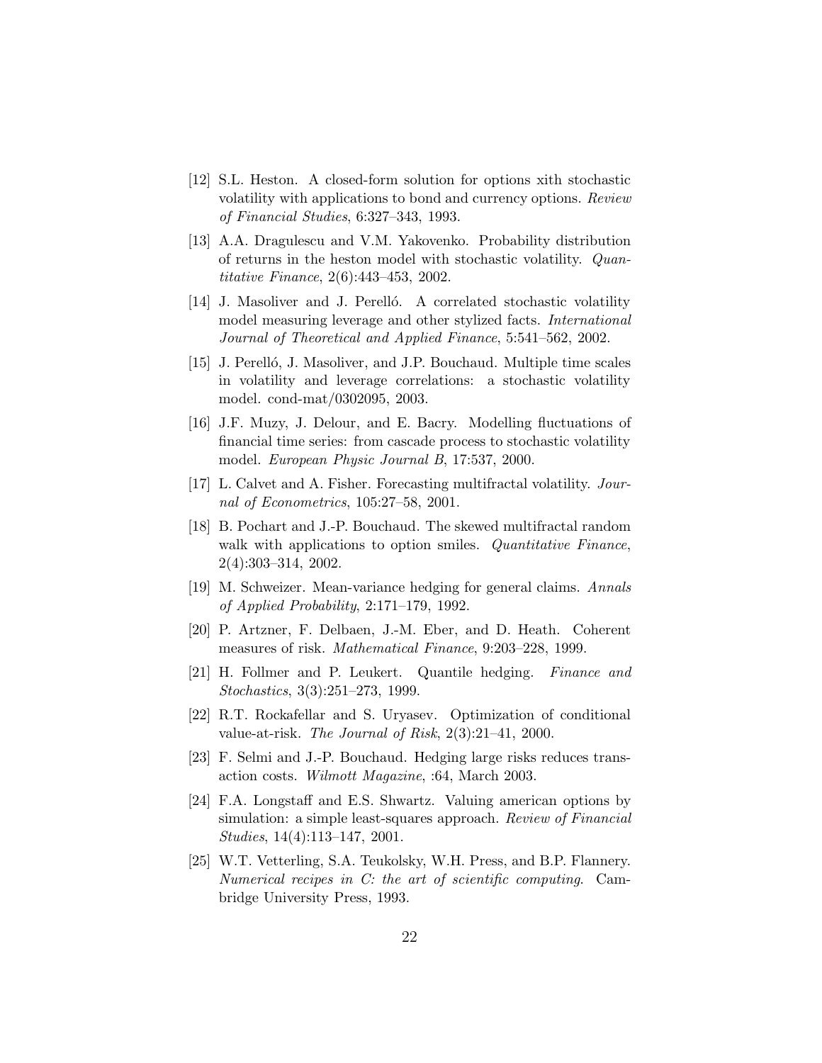[12] S.L. Heston. A closed-form solution for options xith stochastic volatility with applications to bond and currency options. *Review of Financial Studies*, 6:327–343, 1993.

[13] A.A. Dragulescu and V.M. Yakovenko. Probability distribution of returns in the heston model with stochastic volatility. *Quantitative Finance*, 2(6):443–453, 2002.

[14] J. Masoliver and J. Perelló. A correlated stochastic volatility model measuring leverage and other stylized facts. *International Journal of Theoretical and Applied Finance*, 5:541–562, 2002.

[15] J. Perelló, J. Masoliver, and J.P. Bouchaud. Multiple time scales in volatility and leverage correlations: a stochastic volatility model. cond-mat/0302095, 2003.

[16] J.F. Muzy, J. Delour, and E. Bacry. Modelling fluctuations of financial time series: from cascade process to stochastic volatility model. *European Physic Journal B*, 17:537, 2000.

[17] L. Calvet and A. Fisher. Forecasting multifractal volatility. *Journal of Econometrics*, 105:27–58, 2001.

[18] B. Pochart and J.-P. Bouchaud. The skewed multifractal random walk with applications to option smiles. *Quantitative Finance*, 2(4):303–314, 2002.

[19] M. Schweizer. Mean-variance hedging for general claims. *Annals of Applied Probability*, 2:171–179, 1992.

[20] P. Artzner, F. Delbaen, J.-M. Eber, and D. Heath. Coherent measures of risk. *Mathematical Finance*, 9:203–228, 1999.

[21] H. Follmer and P. Leukert. Quantile hedging. *Finance and Stochastics*, 3(3):251–273, 1999.

[22] R.T. Rockafellar and S. Uryasev. Optimization of conditional value-at-risk. *The Journal of Risk*, 2(3):21–41, 2000.

[23] F. Selmi and J.-P. Bouchaud. Hedging large risks reduces transaction costs. *Wilmott Magazine*, :64, March 2003.

[24] F.A. Longstaff and E.S. Shwartz. Valuing american options by simulation: a simple least-squares approach. *Review of Financial Studies*, 14(4):113–147, 2001.

[25] W.T. Vetterling, S.A. Teukolsky, W.H. Press, and B.P. Flannery. *Numerical recipes in C: the art of scientific computing*. Cambridge University Press, 1993.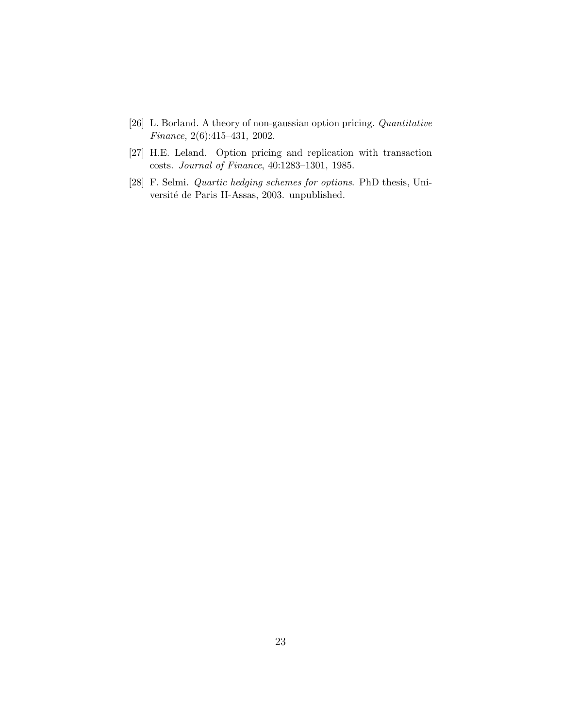[26] L. Borland. A theory of non-gaussian option pricing. *Quantitative Finance*, 2(6):415–431, 2002.

[27] H.E. Leland. Option pricing and replication with transaction costs. *Journal of Finance*, 40:1283–1301, 1985.

[28] F. Selmi. *Quartic hedging schemes for options.* PhD thesis, Université de Paris II-Assas, 2003. unpublished.